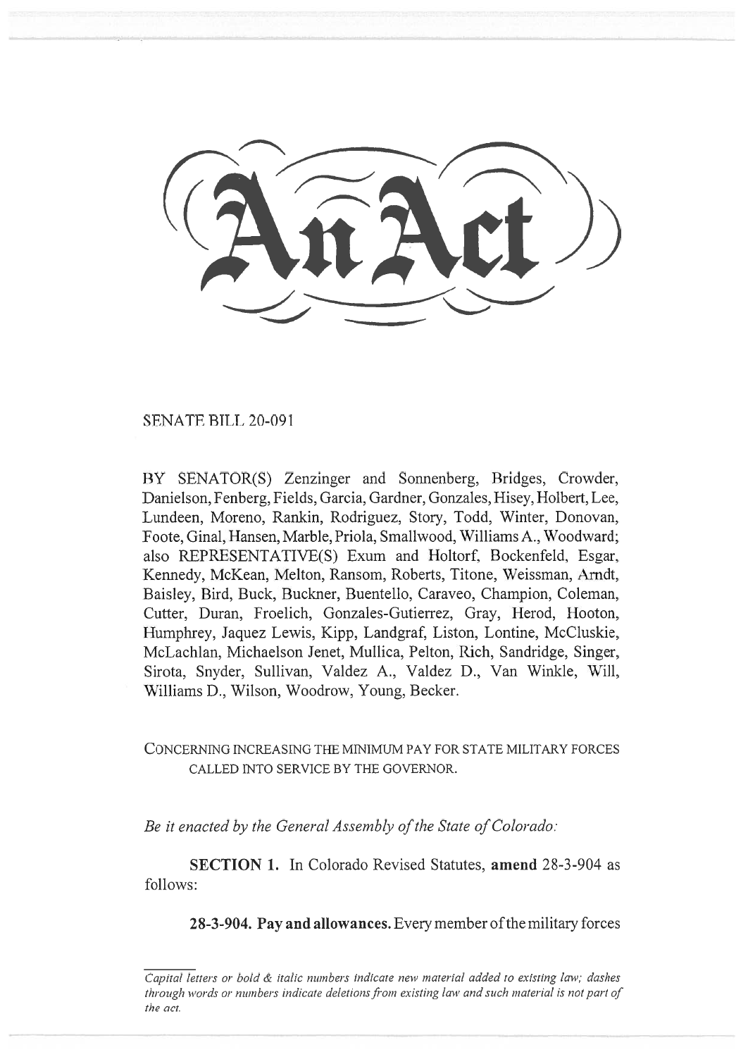# An Act

SENATE BILL 20-091

BY SENATOR(S) Zenzinger and Sonnenberg, Bridges, Crowder, Danielson, Fenberg, Fields, Garcia, Gardner, Gonzales, Hisey, Holbert, Lee, Lundeen, Moreno, Rankin, Rodriguez, Story, Todd, Winter, Donovan, Foote, Ginal, Hansen, Marble, Priola, Smallwood, Williams A., Woodward; also REPRESENTATIVE(S) Exum and Holtorf, Bockenfeld, Esgar, Kennedy, McKean, Melton, Ransom, Roberts, Titone, Weissman, Arndt, Baisley, Bird, Buck, Buckner, Buentello, Caraveo, Champion, Coleman, Cutter, Duran, Froelich, Gonzales-Gutierrez, Gray, Herod, Hooton, Humphrey, Jaquez Lewis, Kipp, Landgraf, Liston, Lontine, McCluskie, McLachlan, Michaelson Jenet, Mullica, Pelton, Rich, Sandridge, Singer, Sirota, Snyder, Sullivan, Valdez A., Valdez D., Van Winkle, Will, Williams D., Wilson, Woodrow, Young, Becker.

CONCERNING INCREASING THE MINIMUM PAY FOR STATE MILITARY FORCES CALLED INTO SERVICE BY THE GOVERNOR.

*Be it enacted by the General Assembly of the State of Colorado:*

**SECTION 1.** In Colorado Revised Statutes, **amend** 28-3-904 as follows:

**28-3-904. Pay and allowances.** Every member of the military forces

*Capital letters or bold & italic numbers indicate new material added to existing law; dashes through words or numbers indicate deletions from existing law and such material is not part of the act.*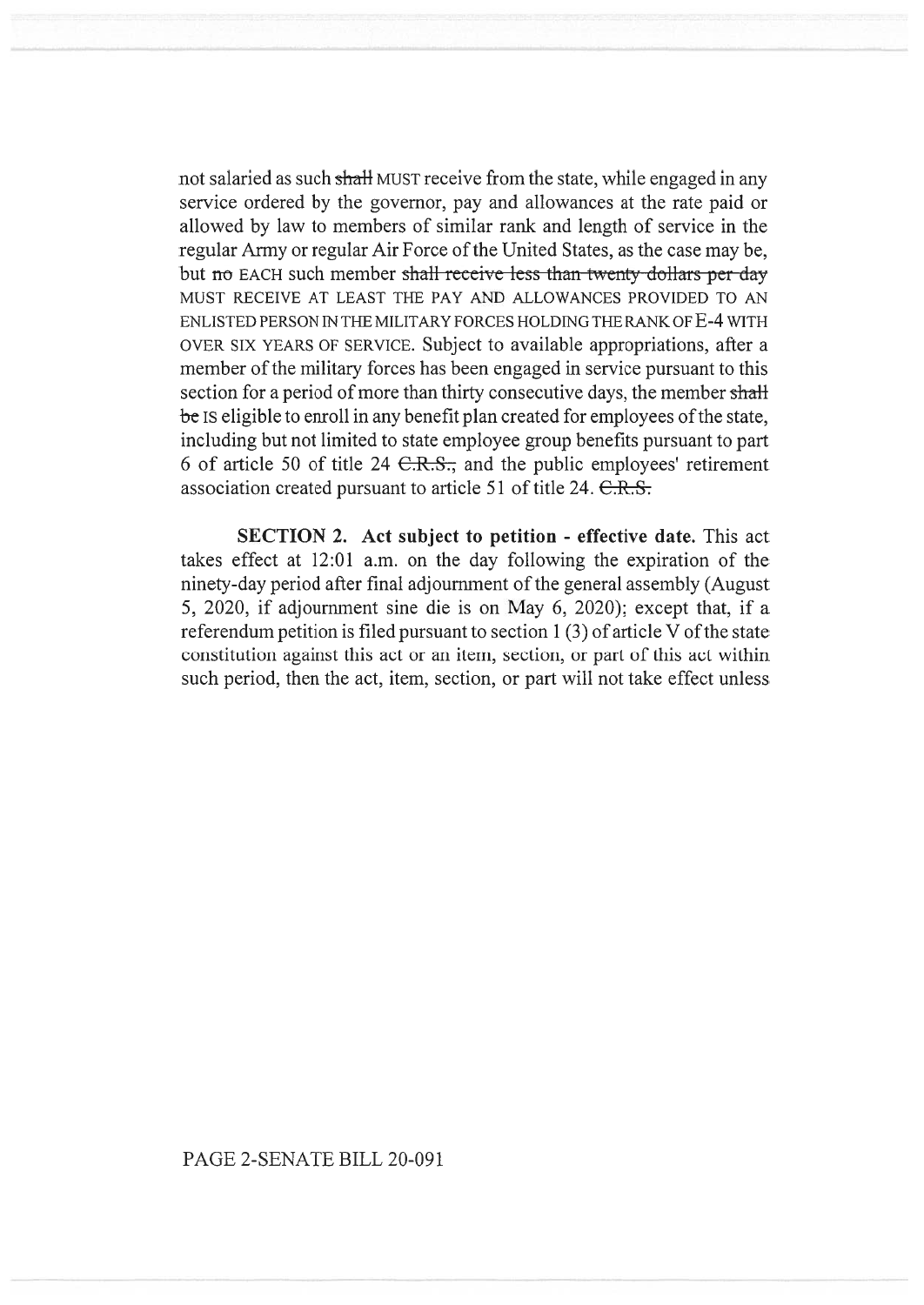not salaried as such ~~shall~~ MUST receive from the state, while engaged in any service ordered by the governor, pay and allowances at the rate paid or allowed by law to members of similar rank and length of service in the regular Army or regular Air Force of the United States, as the case may be, but ~~no~~ EACH such member ~~shall receive less than twenty dollars per day~~ MUST RECEIVE AT LEAST THE PAY AND ALLOWANCES PROVIDED TO AN ENLISTED PERSON IN THE MILITARY FORCES HOLDING THE RANK OF E-4 WITH OVER SIX YEARS OF SERVICE. Subject to available appropriations, after a member of the military forces has been engaged in service pursuant to this section for a period of more than thirty consecutive days, the member ~~shall be~~ IS eligible to enroll in any benefit plan created for employees of the state, including but not limited to state employee group benefits pursuant to part 6 of article 50 of title 24 ~~C.R.S.,~~ and the public employees' retirement association created pursuant to article 51 of title 24. ~~C.R.S.~~

**SECTION 2. Act subject to petition - effective date.** This act takes effect at 12:01 a.m. on the day following the expiration of the ninety-day period after final adjournment of the general assembly (August 5, 2020, if adjournment sine die is on May 6, 2020); except that, if a referendum petition is filed pursuant to section 1 (3) of article V of the state constitution against this act or an item, section, or part of this act within such period, then the act, item, section, or part will not take effect unless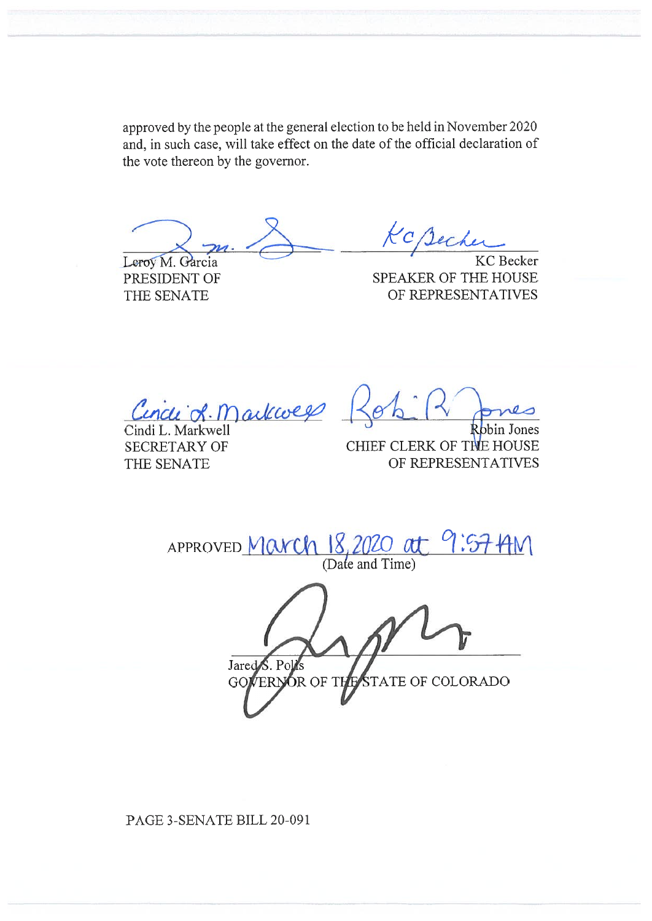approved by the people at the general election to be held in November 2020 and, in such case, will take effect on the date of the official declaration of the vote thereon by the governor.

| | |
|---|---|
| Leroy M. Garcia<br>PRESIDENT OF<br>THE SENATE | KC Becker<br>SPEAKER OF THE HOUSE<br>OF REPRESENTATIVES |
| Cindi L. Markwell<br>SECRETARY OF<br>THE SENATE | Robin Jones<br>CHIEF CLERK OF THE HOUSE<br>OF REPRESENTATIVES |

APPROVED March 18, 2020 at 9:57 AM
(Date and Time)

Jared S. Polis
GOVERNOR OF THE STATE OF COLORADO

PAGE 3-SENATE BILL 20-091